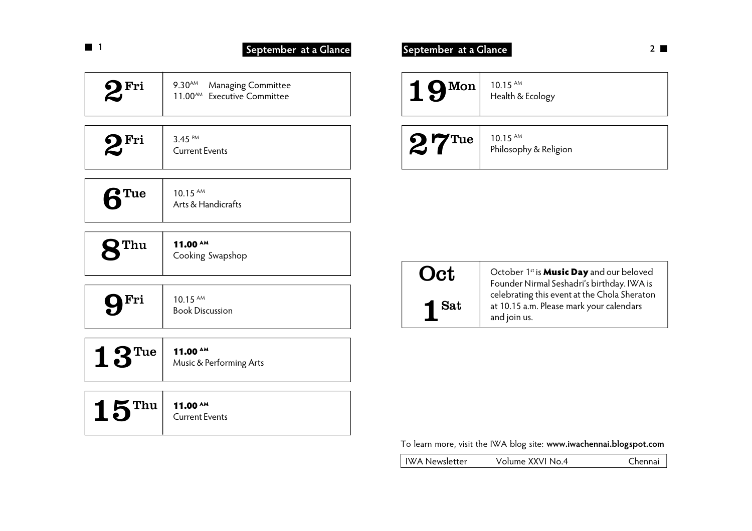## September at a Glance

| Date | Event |
|---|---|
| **2** Fri | 9.30 AM Managing Committee<br>11.00 AM Executive Committee |
| **2** Fri | 3.45 PM<br>Current Events |
| **6** Tue | 10.15 AM<br>Arts & Handicrafts |
| **8** Thu | **11.00 AM**<br>Cooking Swapshop |
| **9** Fri | 10.15 AM<br>Book Discussion |
| **13** Tue | **11.00 AM**<br>Music & Performing Arts |
| **15** Thu | **11.00 AM**<br>Current Events |
| **19** Mon | 10.15 AM<br>Health & Ecology |
| **27** Tue | 10.15 AM<br>Philosophy & Religion |

| Date | Event |
|---|---|
| **Oct 1** Sat | October 1st is **Music Day** and our beloved Founder Nirmal Seshadri's birthday. IWA is celebrating this event at the Chola Sheraton at 10.15 a.m. Please mark your calendars and join us. |

To learn more, visit the IWA blog site: **www.iwachennai.blogspot.com**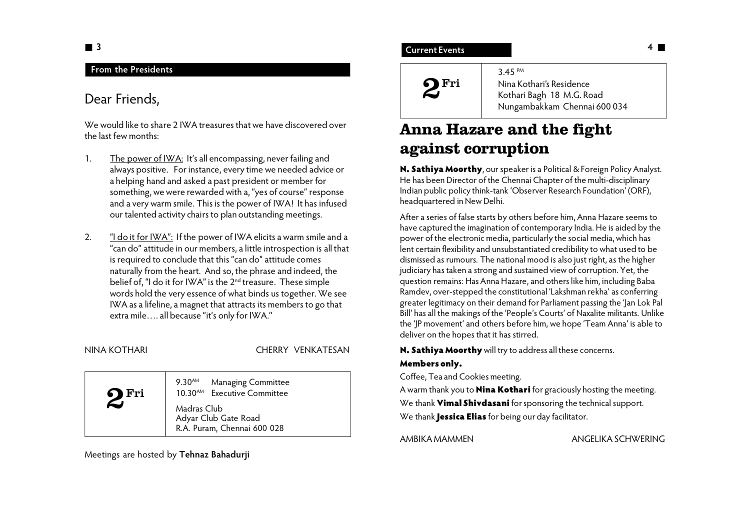## From the Presidents

# Dear Friends,

We would like to share 2 IWA treasures that we have discovered over the last few months:

1. The power of IWA: It's all encompassing, never failing and always positive. For instance, every time we needed advice or a helping hand and asked a past president or member for something, we were rewarded with a, "yes of course" response and a very warm smile. This is the power of IWA! It has infused our talented activity chairs to plan outstanding meetings.

2. "I do it for IWA": If the power of IWA elicits a warm smile and a "can do" attitude in our members, a little introspection is all that is required to conclude that this "can do" attitude comes naturally from the heart. And so, the phrase and indeed, the belief of, "I do it for IWA" is the 2nd treasure. These simple words hold the very essence of what binds us together. We see IWA as a lifeline, a magnet that attracts its members to go that extra mile…. all because "it's only for IWA."

NINA KOTHARI　　　CHERRY VENKATESAN

| **2 Fri** | 9.30 AM Managing Committee<br>10.30 AM Executive Committee<br>Madras Club<br>Adyar Club Gate Road<br>R.A. Puram, Chennai 600 028 |
|---|---|

Meetings are hosted by **Tehnaz Bahadurji**

## Current Events

| **2 Fri** | 3.45 PM<br>Nina Kothari's Residence<br>Kothari Bagh 18 M.G. Road<br>Nungambakkam Chennai 600 034 |
|---|---|

# Anna Hazare and the fight against corruption

**N. Sathiya Moorthy**, our speaker is a Political & Foreign Policy Analyst. He has been Director of the Chennai Chapter of the multi-disciplinary Indian public policy think-tank 'Observer Research Foundation' (ORF), headquartered in New Delhi.

After a series of false starts by others before him, Anna Hazare seems to have captured the imagination of contemporary India. He is aided by the power of the electronic media, particularly the social media, which has lent certain flexibility and unsubstantiated credibility to what used to be dismissed as rumours. The national mood is also just right, as the higher judiciary has taken a strong and sustained view of corruption. Yet, the question remains: Has Anna Hazare, and others like him, including Baba Ramdev, over-stepped the constitutional 'Lakshman rekha' as conferring greater legitimacy on their demand for Parliament passing the 'Jan Lok Pal Bill' has all the makings of the 'People's Courts' of Naxalite militants. Unlike the 'JP movement' and others before him, we hope 'Team Anna' is able to deliver on the hopes that it has stirred.

**N. Sathiya Moorthy** will try to address all these concerns.

**Members only.**

Coffee, Tea and Cookies meeting.

A warm thank you to **Nina Kothari** for graciously hosting the meeting.

We thank **Vimal Shivdasani** for sponsoring the technical support.

We thank **Jessica Elias** for being our day facilitator.

AMBIKA MAMMEN　　　ANGELIKA SCHWERING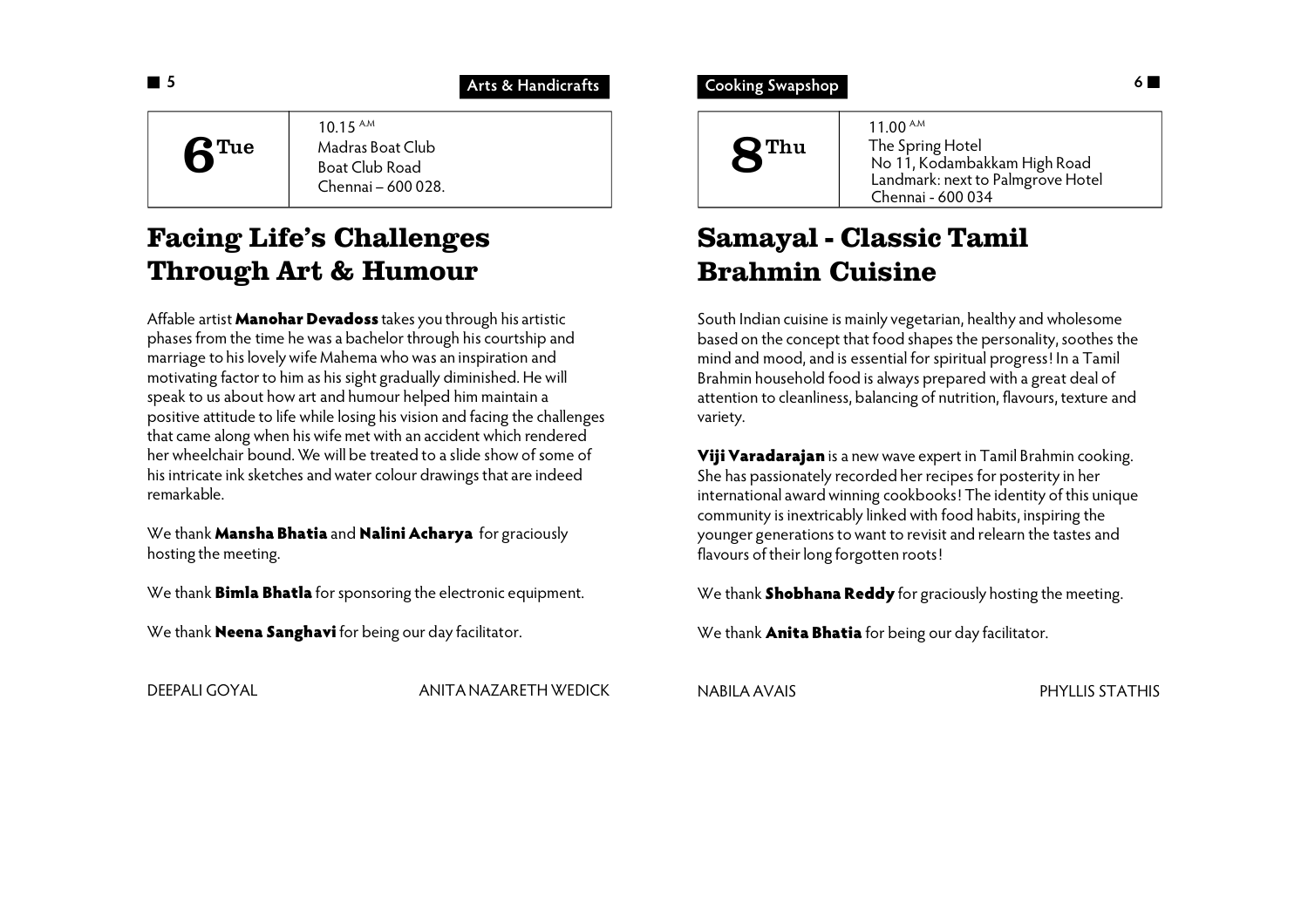Arts & Handicrafts

| 6 Tue | 10.15 AM<br>Madras Boat Club<br>Boat Club Road<br>Chennai – 600 028. |
| --- | --- |

## Facing Life's Challenges Through Art & Humour

Affable artist **Manohar Devadoss** takes you through his artistic phases from the time he was a bachelor through his courtship and marriage to his lovely wife Mahema who was an inspiration and motivating factor to him as his sight gradually diminished. He will speak to us about how art and humour helped him maintain a positive attitude to life while losing his vision and facing the challenges that came along when his wife met with an accident which rendered her wheelchair bound. We will be treated to a slide show of some of his intricate ink sketches and water colour drawings that are indeed remarkable.

We thank **Mansha Bhatia** and **Nalini Acharya** for graciously hosting the meeting.

We thank **Bimla Bhatla** for sponsoring the electronic equipment.

We thank **Neena Sanghavi** for being our day facilitator.

DEEPALI GOYAL ANITA NAZARETH WEDICK

Cooking Swapshop

| 8 Thu | 11.00 AM<br>The Spring Hotel<br>No 11, Kodambakkam High Road<br>Landmark: next to Palmgrove Hotel<br>Chennai - 600 034 |
| --- | --- |

## Samayal - Classic Tamil Brahmin Cuisine

South Indian cuisine is mainly vegetarian, healthy and wholesome based on the concept that food shapes the personality, soothes the mind and mood, and is essential for spiritual progress! In a Tamil Brahmin household food is always prepared with a great deal of attention to cleanliness, balancing of nutrition, flavours, texture and variety.

**Viji Varadarajan** is a new wave expert in Tamil Brahmin cooking. She has passionately recorded her recipes for posterity in her international award winning cookbooks! The identity of this unique community is inextricably linked with food habits, inspiring the younger generations to want to revisit and relearn the tastes and flavours of their long forgotten roots!

We thank **Shobhana Reddy** for graciously hosting the meeting.

We thank **Anita Bhatia** for being our day facilitator.

NABILA AVAIS PHYLLIS STATHIS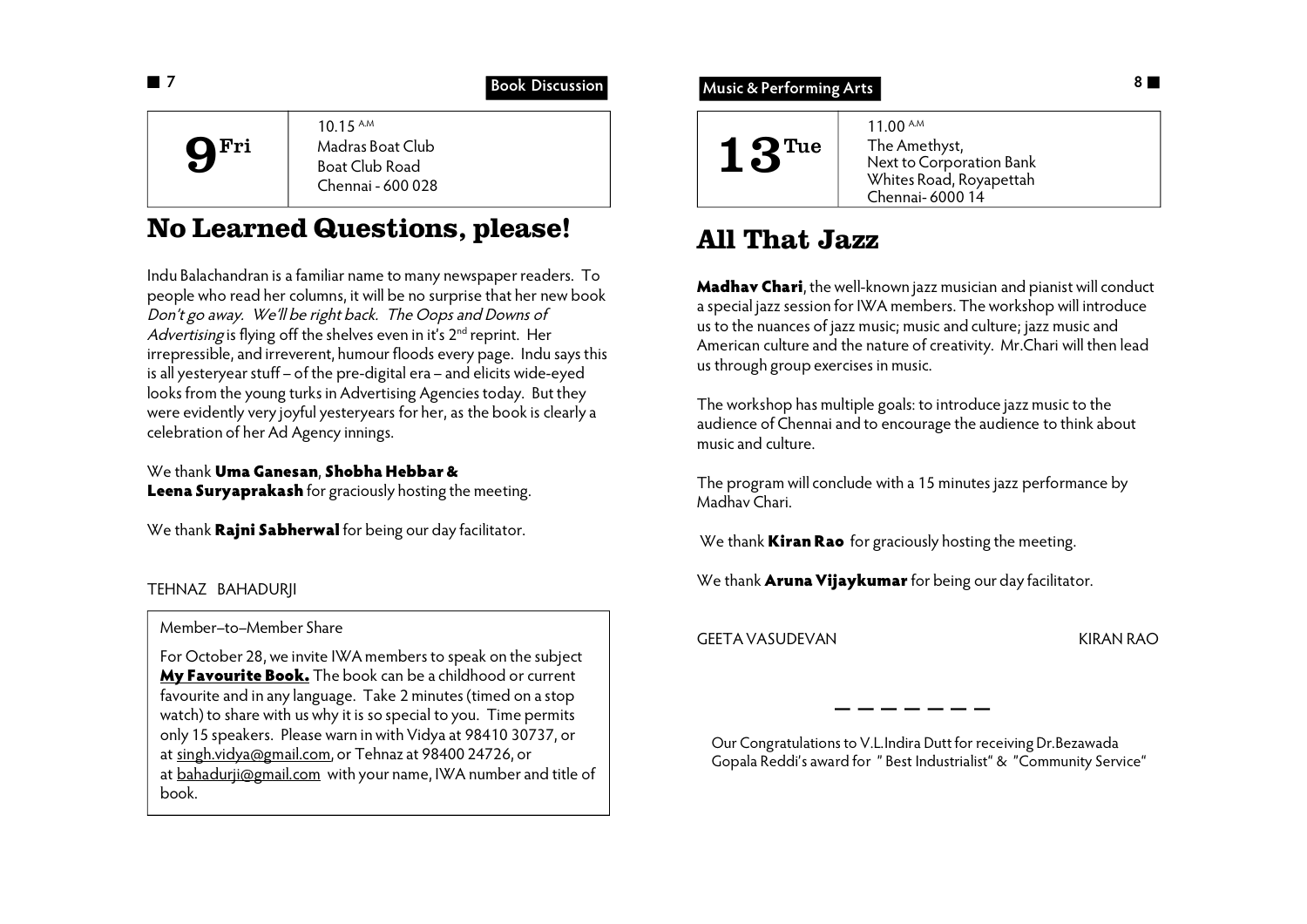Book Discussion

**9 Fri**

10.15 A.M
Madras Boat Club
Boat Club Road
Chennai - 600 028

## No Learned Questions, please!

Indu Balachandran is a familiar name to many newspaper readers. To people who read her columns, it will be no surprise that her new book *Don't go away. We'll be right back. The Oops and Downs of Advertising* is flying off the shelves even in it's 2nd reprint. Her irrepressible, and irreverent, humour floods every page. Indu says this is all yesteryear stuff – of the pre-digital era – and elicits wide-eyed looks from the young turks in Advertising Agencies today. But they were evidently very joyful yesteryears for her, as the book is clearly a celebration of her Ad Agency innings.

We thank **Uma Ganesan**, **Shobha Hebbar & Leena Suryaprakash** for graciously hosting the meeting.

We thank **Rajni Sabherwal** for being our day facilitator.

TEHNAZ BAHADURJI

> Member–to–Member Share
>
> For October 28, we invite IWA members to speak on the subject **My Favourite Book.** The book can be a childhood or current favourite and in any language. Take 2 minutes (timed on a stop watch) to share with us why it is so special to you. Time permits only 15 speakers. Please warn in with Vidya at 98410 30737, or at singh.vidya@gmail.com, or Tehnaz at 98400 24726, or at bahadurji@gmail.com with your name, IWA number and title of book.

Music & Performing Arts

**13 Tue**

11.00 A.M
The Amethyst,
Next to Corporation Bank
Whites Road, Royapettah
Chennai- 6000 14

## All That Jazz

**Madhav Chari**, the well-known jazz musician and pianist will conduct a special jazz session for IWA members. The workshop will introduce us to the nuances of jazz music; music and culture; jazz music and American culture and the nature of creativity. Mr.Chari will then lead us through group exercises in music.

The workshop has multiple goals: to introduce jazz music to the audience of Chennai and to encourage the audience to think about music and culture.

The program will conclude with a 15 minutes jazz performance by Madhav Chari.

We thank **Kiran Rao** for graciously hosting the meeting.

We thank **Aruna Vijaykumar** for being our day facilitator.

GEETA VASUDEVAN KIRAN RAO

— — — — — — —

Our Congratulations to V.L.Indira Dutt for receiving Dr.Bezawada Gopala Reddi's award for " Best Industrialist" & "Community Service"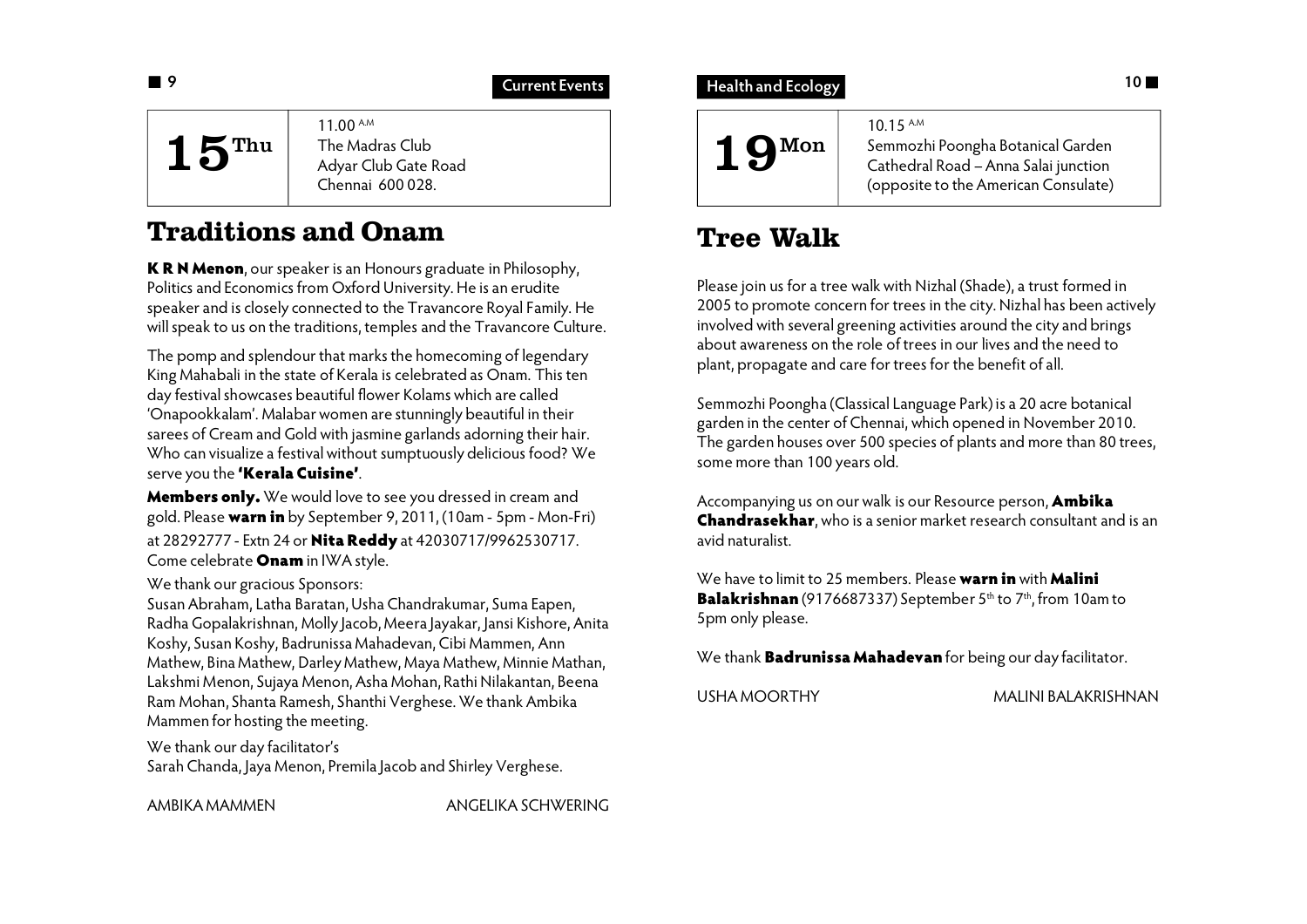**15** Thu

11.00 A.M
The Madras Club
Adyar Club Gate Road
Chennai 600 028.

# Traditions and Onam

**K R N Menon**, our speaker is an Honours graduate in Philosophy, Politics and Economics from Oxford University. He is an erudite speaker and is closely connected to the Travancore Royal Family. He will speak to us on the traditions, temples and the Travancore Culture.

The pomp and splendour that marks the homecoming of legendary King Mahabali in the state of Kerala is celebrated as Onam. This ten day festival showcases beautiful flower Kolams which are called 'Onapookkalam'. Malabar women are stunningly beautiful in their sarees of Cream and Gold with jasmine garlands adorning their hair. Who can visualize a festival without sumptuously delicious food? We serve you the **'Kerala Cuisine'**.

**Members only.** We would love to see you dressed in cream and gold. Please **warn in** by September 9, 2011, (10am - 5pm - Mon-Fri) at 28292777 - Extn 24 or **Nita Reddy** at 42030717/9962530717. Come celebrate **Onam** in IWA style.

We thank our gracious Sponsors:
Susan Abraham, Latha Baratan, Usha Chandrakumar, Suma Eapen, Radha Gopalakrishnan, Molly Jacob, Meera Jayakar, Jansi Kishore, Anita Koshy, Susan Koshy, Badrunissa Mahadevan, Cibi Mammen, Ann Mathew, Bina Mathew, Darley Mathew, Maya Mathew, Minnie Mathan, Lakshmi Menon, Sujaya Menon, Asha Mohan, Rathi Nilakantan, Beena Ram Mohan, Shanta Ramesh, Shanthi Verghese. We thank Ambika Mammen for hosting the meeting.

We thank our day facilitator's
Sarah Chanda, Jaya Menon, Premila Jacob and Shirley Verghese.

AMBIKA MAMMEN ANGELIKA SCHWERING

**19** Mon

10.15 A.M
Semmozhi Poongha Botanical Garden
Cathedral Road – Anna Salai junction
(opposite to the American Consulate)

# Tree Walk

Please join us for a tree walk with Nizhal (Shade), a trust formed in 2005 to promote concern for trees in the city. Nizhal has been actively involved with several greening activities around the city and brings about awareness on the role of trees in our lives and the need to plant, propagate and care for trees for the benefit of all.

Semmozhi Poongha (Classical Language Park) is a 20 acre botanical garden in the center of Chennai, which opened in November 2010. The garden houses over 500 species of plants and more than 80 trees, some more than 100 years old.

Accompanying us on our walk is our Resource person, **Ambika Chandrasekhar**, who is a senior market research consultant and is an avid naturalist.

We have to limit to 25 members. Please **warn in** with **Malini Balakrishnan** (9176687337) September 5th to 7th, from 10am to 5pm only please.

We thank **Badrunissa Mahadevan** for being our day facilitator.

USHA MOORTHY MALINI BALAKRISHNAN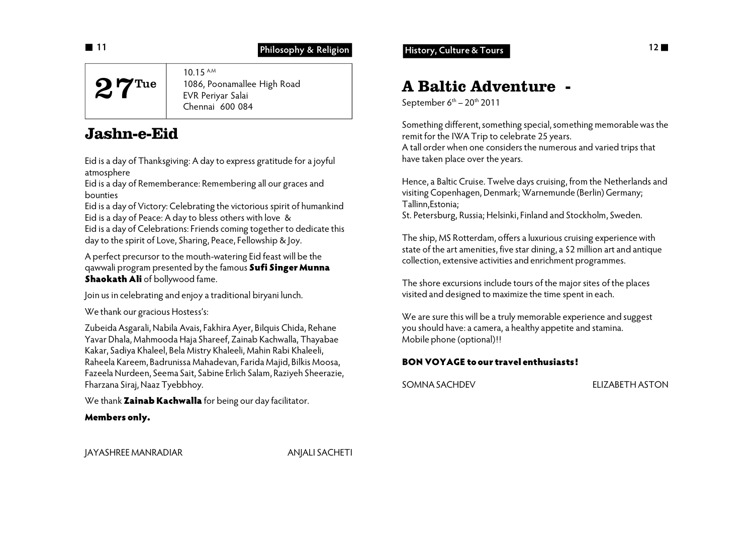Philosophy & Religion

**27** Tue

10.15 A.M
1086, Poonamallee High Road
EVR Periyar Salai
Chennai 600 084

# Jashn-e-Eid

Eid is a day of Thanksgiving: A day to express gratitude for a joyful atmosphere
Eid is a day of Rememberance: Remembering all our graces and bounties
Eid is a day of Victory: Celebrating the victorious spirit of humankind
Eid is a day of Peace: A day to bless others with love &
Eid is a day of Celebrations: Friends coming together to dedicate this day to the spirit of Love, Sharing, Peace, Fellowship & Joy.

A perfect precursor to the mouth-watering Eid feast will be the qawwali program presented by the famous **Sufi Singer Munna Shaokath Ali** of bollywood fame.

Join us in celebrating and enjoy a traditional biryani lunch.

We thank our gracious Hostess's:

Zubeida Asgarali, Nabila Avais, Fakhira Ayer, Bilquis Chida, Rehane Yavar Dhala, Mahmooda Haja Shareef, Zainab Kachwalla, Thayabae Kakar, Sadiya Khaleel, Bela Mistry Khaleeli, Mahin Rabi Khaleeli, Raheela Kareem, Badrunissa Mahadevan, Farida Majid, Bilkis Moosa, Fazeela Nurdeen, Seema Sait, Sabine Erlich Salam, Raziyeh Sheerazie, Fharzana Siraj, Naaz Tyebbhoy.

We thank **Zainab Kachwalla** for being our day facilitator.

**Members only.**

JAYASHREE MANRADIAR ANJALI SACHETI

History, Culture & Tours

# A Baltic Adventure -

September 6th – 20th 2011

Something different, something special, something memorable was the remit for the IWA Trip to celebrate 25 years.
A tall order when one considers the numerous and varied trips that have taken place over the years.

Hence, a Baltic Cruise. Twelve days cruising, from the Netherlands and visiting Copenhagen, Denmark; Warnemunde (Berlin) Germany; Tallinn,Estonia;
St. Petersburg, Russia; Helsinki, Finland and Stockholm, Sweden.

The ship, MS Rotterdam, offers a luxurious cruising experience with state of the art amenities, five star dining, a $2 million art and antique collection, extensive activities and enrichment programmes.

The shore excursions include tours of the major sites of the places visited and designed to maximize the time spent in each.

We are sure this will be a truly memorable experience and suggest you should have: a camera, a healthy appetite and stamina.
Mobile phone (optional)!!

**BON VOYAGE to our travel enthusiasts!**

SOMNA SACHDEV ELIZABETH ASTON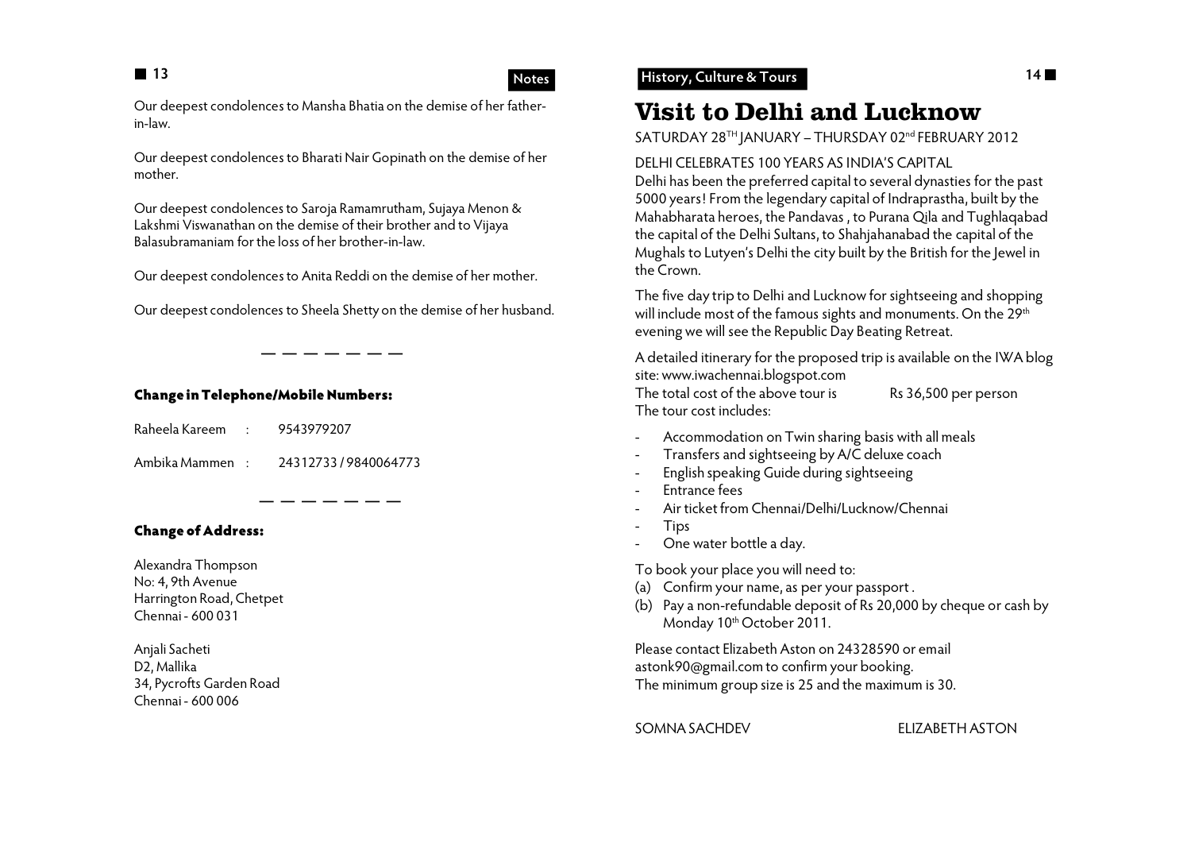Our deepest condolences to Mansha Bhatia on the demise of her father-in-law.

Our deepest condolences to Bharati Nair Gopinath on the demise of her mother.

Our deepest condolences to Saroja Ramamrutham, Sujaya Menon & Lakshmi Viswanathan on the demise of their brother and to Vijaya Balasubramaniam for the loss of her brother-in-law.

Our deepest condolences to Anita Reddi on the demise of her mother.

Our deepest condolences to Sheela Shetty on the demise of her husband.

— — — — — — —

**Change in Telephone/Mobile Numbers:**

Raheela Kareem : 9543979207

Ambika Mammen : 24312733 / 9840064773

— — — — — — —

**Change of Address:**

Alexandra Thompson
No: 4, 9th Avenue
Harrington Road, Chetpet
Chennai - 600 031

Anjali Sacheti
D2, Mallika
34, Pycrofts Garden Road
Chennai - 600 006

# Visit to Delhi and Lucknow

SATURDAY 28TH JANUARY – THURSDAY 02nd FEBRUARY 2012

DELHI CELEBRATES 100 YEARS AS INDIA'S CAPITAL

Delhi has been the preferred capital to several dynasties for the past 5000 years! From the legendary capital of Indraprastha, built by the Mahabharata heroes, the Pandavas , to Purana Qila and Tughlaqabad the capital of the Delhi Sultans, to Shahjahanabad the capital of the Mughals to Lutyen's Delhi the city built by the British for the Jewel in the Crown.

The five day trip to Delhi and Lucknow for sightseeing and shopping will include most of the famous sights and monuments. On the 29th evening we will see the Republic Day Beating Retreat.

A detailed itinerary for the proposed trip is available on the IWA blog site: www.iwachennai.blogspot.com

The total cost of the above tour is Rs 36,500 per person

The tour cost includes:

- Accommodation on Twin sharing basis with all meals
- Transfers and sightseeing by A/C deluxe coach
- English speaking Guide during sightseeing
- Entrance fees
- Air ticket from Chennai/Delhi/Lucknow/Chennai
- Tips
- One water bottle a day.

To book your place you will need to:

(a) Confirm your name, as per your passport .
(b) Pay a non-refundable deposit of Rs 20,000 by cheque or cash by Monday 10th October 2011.

Please contact Elizabeth Aston on 24328590 or email astonk90@gmail.com to confirm your booking.
The minimum group size is 25 and the maximum is 30.

SOMNA SACHDEV ELIZABETH ASTON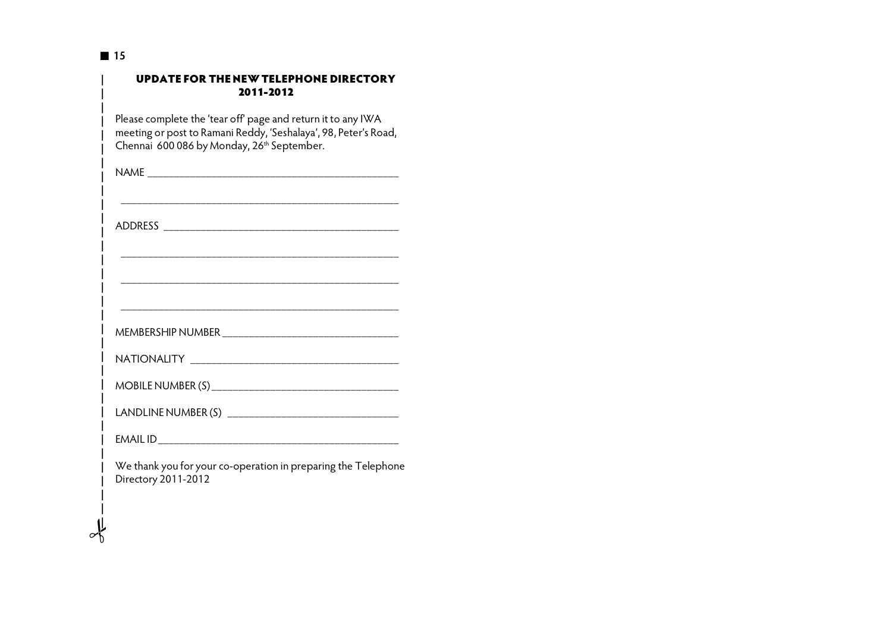## UPDATE FOR THE NEW TELEPHONE DIRECTORY 2011-2012

Please complete the 'tear off' page and return it to any IWA meeting or post to Ramani Reddy, 'Seshalaya', 98, Peter's Road, Chennai 600 086 by Monday, 26th September.

NAME ______________________________________________

______________________________________________

ADDRESS ______________________________________________

______________________________________________

______________________________________________

______________________________________________

MEMBERSHIP NUMBER ______________________________

NATIONALITY ______________________________

MOBILE NUMBER (S) ______________________________

LANDLINE NUMBER (S) ______________________________

EMAIL ID ______________________________

We thank you for your co-operation in preparing the Telephone Directory 2011-2012